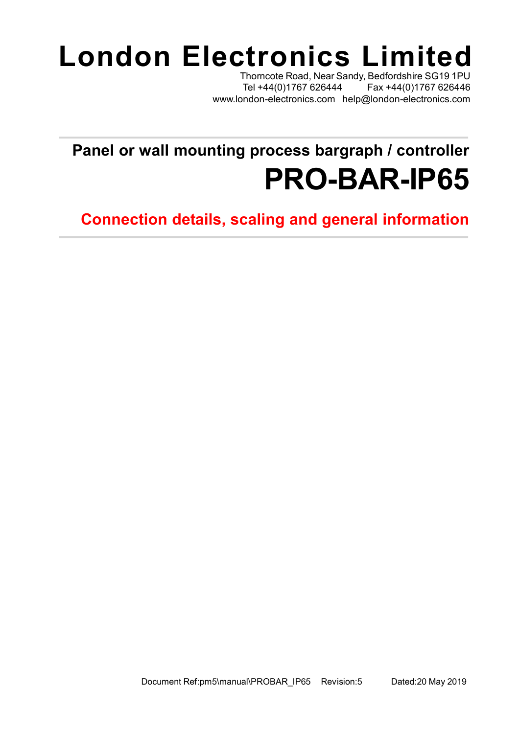# London Electronics Limited

Thorncote Road, Near Sandy, Bedfordshire SG19 1PU
Tel +44(0)1767 626444 Fax +44(0)1767 626446
www.london-electronics.com help@london-electronics.com

## Panel or wall mounting process bargraph / controller

# PRO-BAR-IP65

## Connection details, scaling and general information

Document Ref:pm5\manual\PROBAR_IP65 Revision:5 Dated:20 May 2019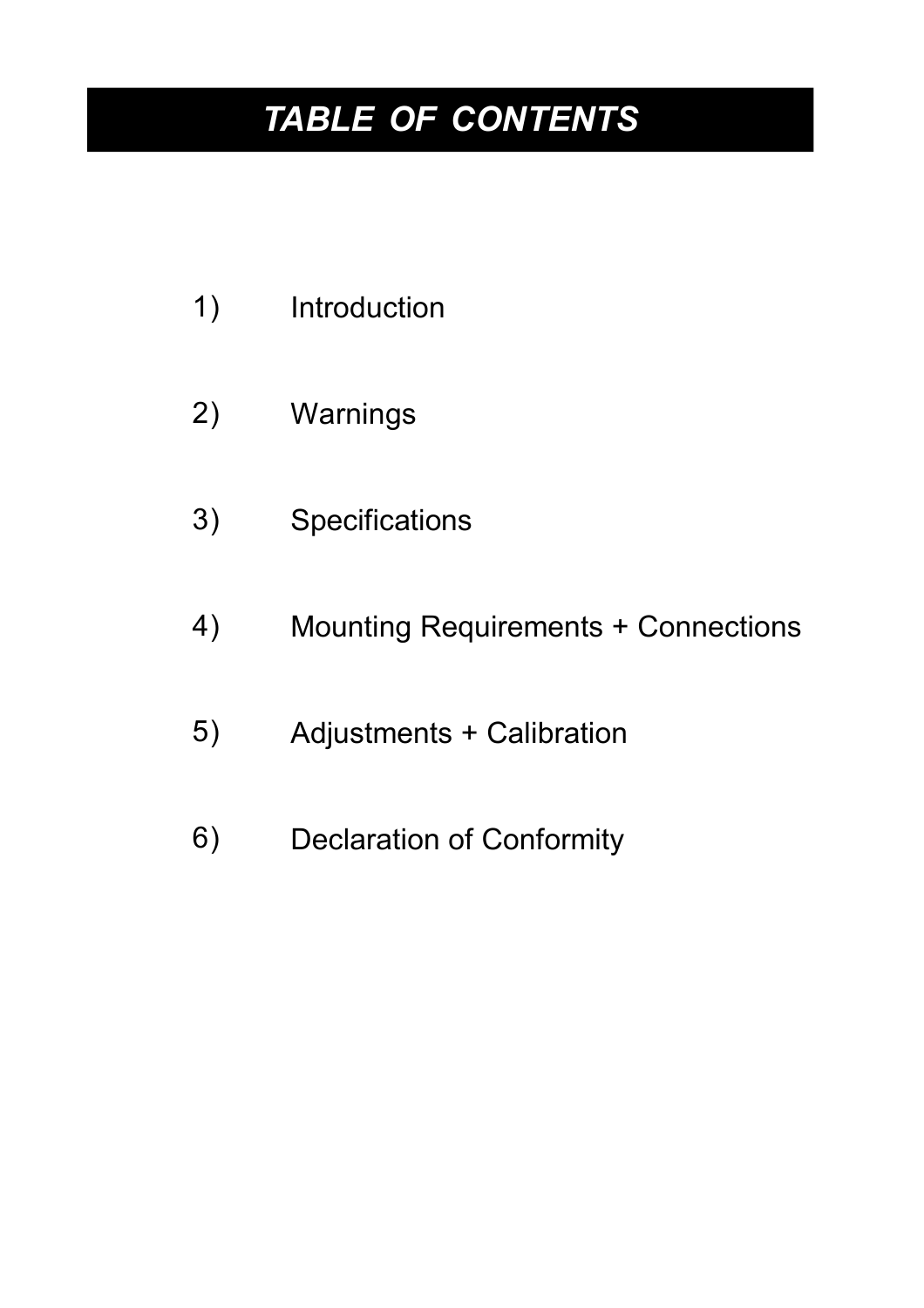# *TABLE OF CONTENTS*

1) Introduction

2) Warnings

3) Specifications

4) Mounting Requirements + Connections

5) Adjustments + Calibration

6) Declaration of Conformity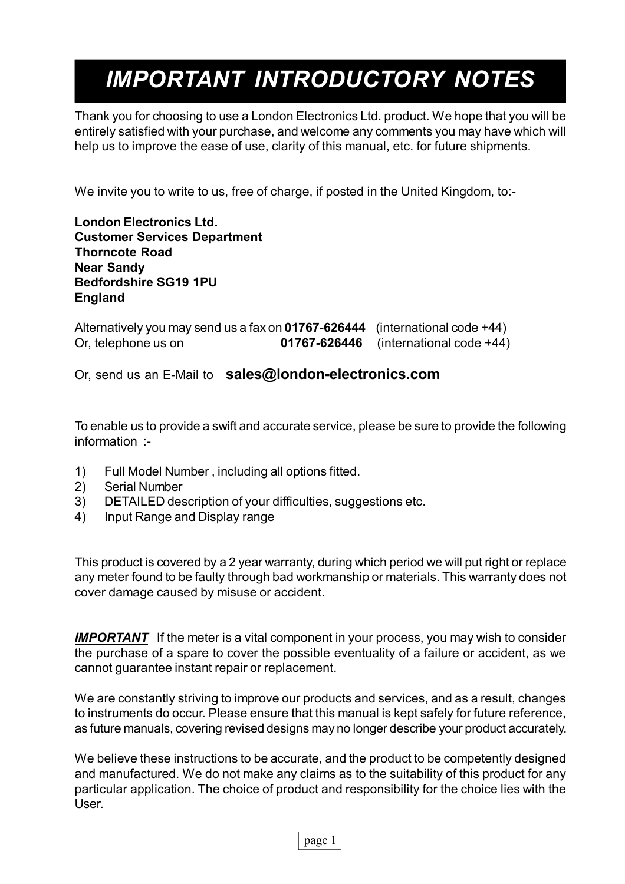# *IMPORTANT INTRODUCTORY NOTES*

Thank you for choosing to use a London Electronics Ltd. product. We hope that you will be entirely satisfied with your purchase, and welcome any comments you may have which will help us to improve the ease of use, clarity of this manual, etc. for future shipments.

We invite you to write to us, free of charge, if posted in the United Kingdom, to:-

**London Electronics Ltd.**
**Customer Services Department**
**Thorncote Road**
**Near Sandy**
**Bedfordshire SG19 1PU**
**England**

Alternatively you may send us a fax on **01767-626444** (international code +44)
Or, telephone us on **01767-626446** (international code +44)

Or, send us an E-Mail to **sales@london-electronics.com**

To enable us to provide a swift and accurate service, please be sure to provide the following information :-

1) Full Model Number , including all options fitted.
2) Serial Number
3) DETAILED description of your difficulties, suggestions etc.
4) Input Range and Display range

This product is covered by a 2 year warranty, during which period we will put right or replace any meter found to be faulty through bad workmanship or materials. This warranty does not cover damage caused by misuse or accident.

***IMPORTANT*** If the meter is a vital component in your process, you may wish to consider the purchase of a spare to cover the possible eventuality of a failure or accident, as we cannot guarantee instant repair or replacement.

We are constantly striving to improve our products and services, and as a result, changes to instruments do occur. Please ensure that this manual is kept safely for future reference, as future manuals, covering revised designs may no longer describe your product accurately.

We believe these instructions to be accurate, and the product to be competently designed and manufactured. We do not make any claims as to the suitability of this product for any particular application. The choice of product and responsibility for the choice lies with the User.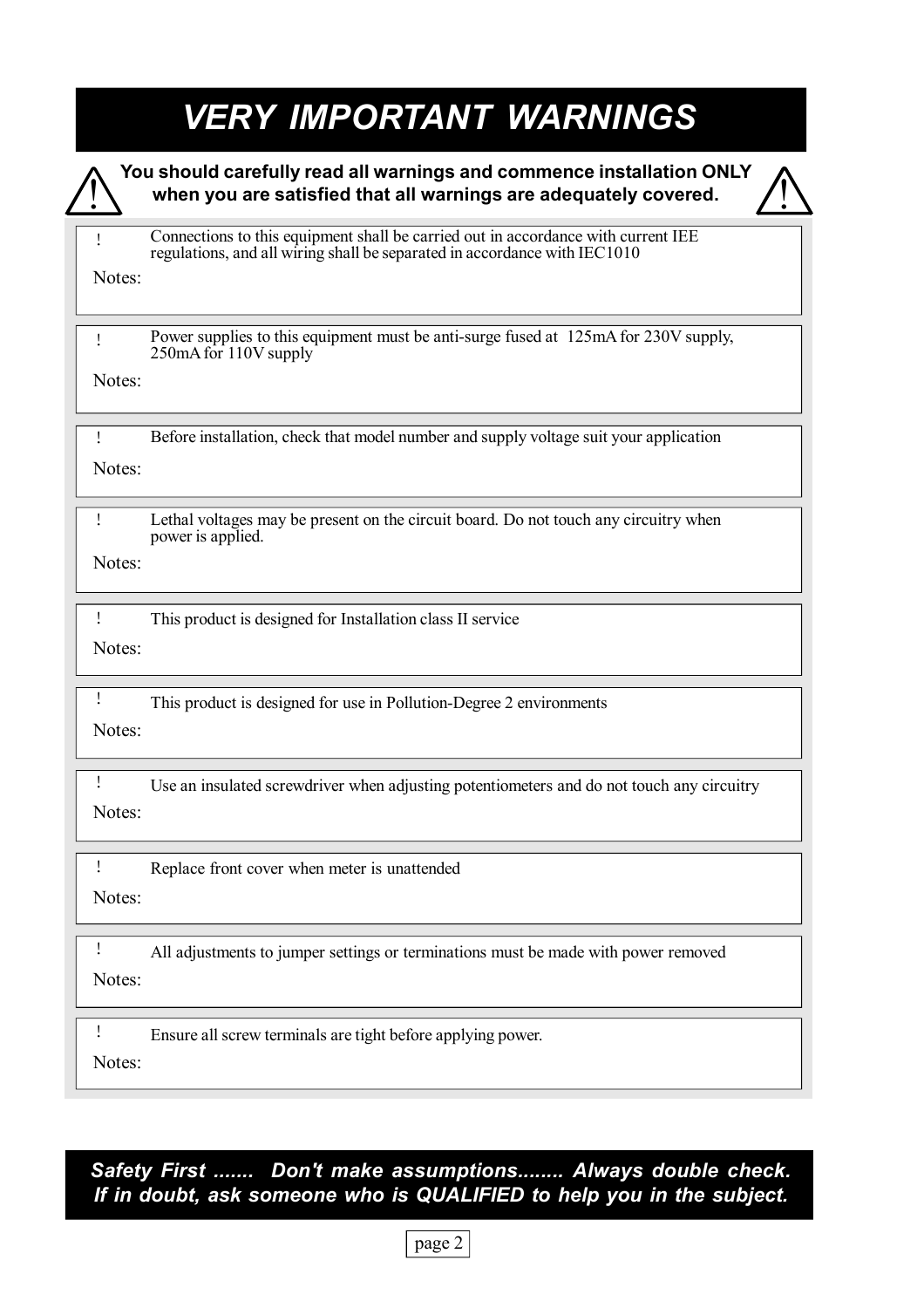# VERY IMPORTANT WARNINGS

**You should carefully read all warnings and commence installation ONLY when you are satisfied that all warnings are adequately covered.**

! Connections to this equipment shall be carried out in accordance with current IEE regulations, and all wiring shall be separated in accordance with IEC1010

Notes:

! Power supplies to this equipment must be anti-surge fused at 125mA for 230V supply, 250mA for 110V supply

Notes:

! Before installation, check that model number and supply voltage suit your application

Notes:

! Lethal voltages may be present on the circuit board. Do not touch any circuitry when power is applied.

Notes:

! This product is designed for Installation class II service

Notes:

! This product is designed for use in Pollution-Degree 2 environments

Notes:

! Use an insulated screwdriver when adjusting potentiometers and do not touch any circuitry

Notes:

! Replace front cover when meter is unattended

Notes:

! All adjustments to jumper settings or terminations must be made with power removed

Notes:

! Ensure all screw terminals are tight before applying power.

Notes:

***Safety First ....... Don't make assumptions........ Always double check. If in doubt, ask someone who is QUALIFIED to help you in the subject.***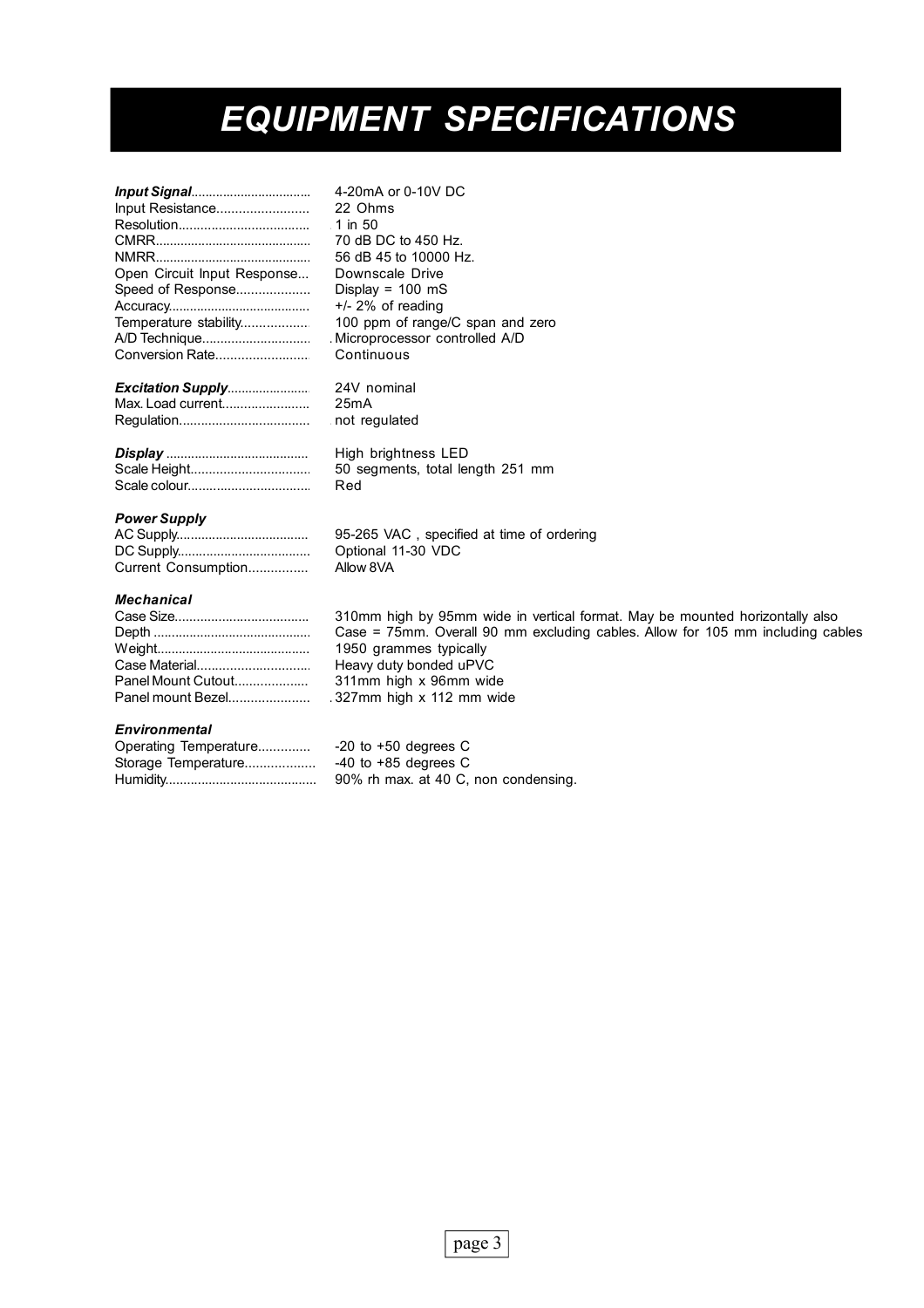# EQUIPMENT SPECIFICATIONS

| | |
|---|---|
| ***Input Signal*** | 4-20mA or 0-10V DC |
| Input Resistance | 22 Ohms |
| Resolution | 1 in 50 |
| CMRR | 70 dB DC to 450 Hz. |
| NMRR | 56 dB 45 to 10000 Hz. |
| Open Circuit Input Response | Downscale Drive |
| Speed of Response | Display = 100 mS |
| Accuracy | +/- 2% of reading |
| Temperature stability | 100 ppm of range/C span and zero |
| A/D Technique | Microprocessor controlled A/D |
| Conversion Rate | Continuous |
| | |
| ***Excitation Supply*** | 24V nominal |
| Max. Load current | 25mA |
| Regulation | not regulated |
| | |
| ***Display*** | High brightness LED |
| Scale Height | 50 segments, total length 251 mm |
| Scale colour | Red |
| | |
| ***Power Supply*** | |
| AC Supply | 95-265 VAC , specified at time of ordering |
| DC Supply | Optional 11-30 VDC |
| Current Consumption | Allow 8VA |
| | |
| ***Mechanical*** | |
| Case Size | 310mm high by 95mm wide in vertical format. May be mounted horizontally also |
| Depth | Case = 75mm. Overall 90 mm excluding cables. Allow for 105 mm including cables |
| Weight | 1950 grammes typically |
| Case Material | Heavy duty bonded uPVC |
| Panel Mount Cutout | 311mm high x 96mm wide |
| Panel mount Bezel | 327mm high x 112 mm wide |
| | |
| ***Environmental*** | |
| Operating Temperature | -20 to +50 degrees C |
| Storage Temperature | -40 to +85 degrees C |
| Humidity | 90% rh max. at 40 C, non condensing. |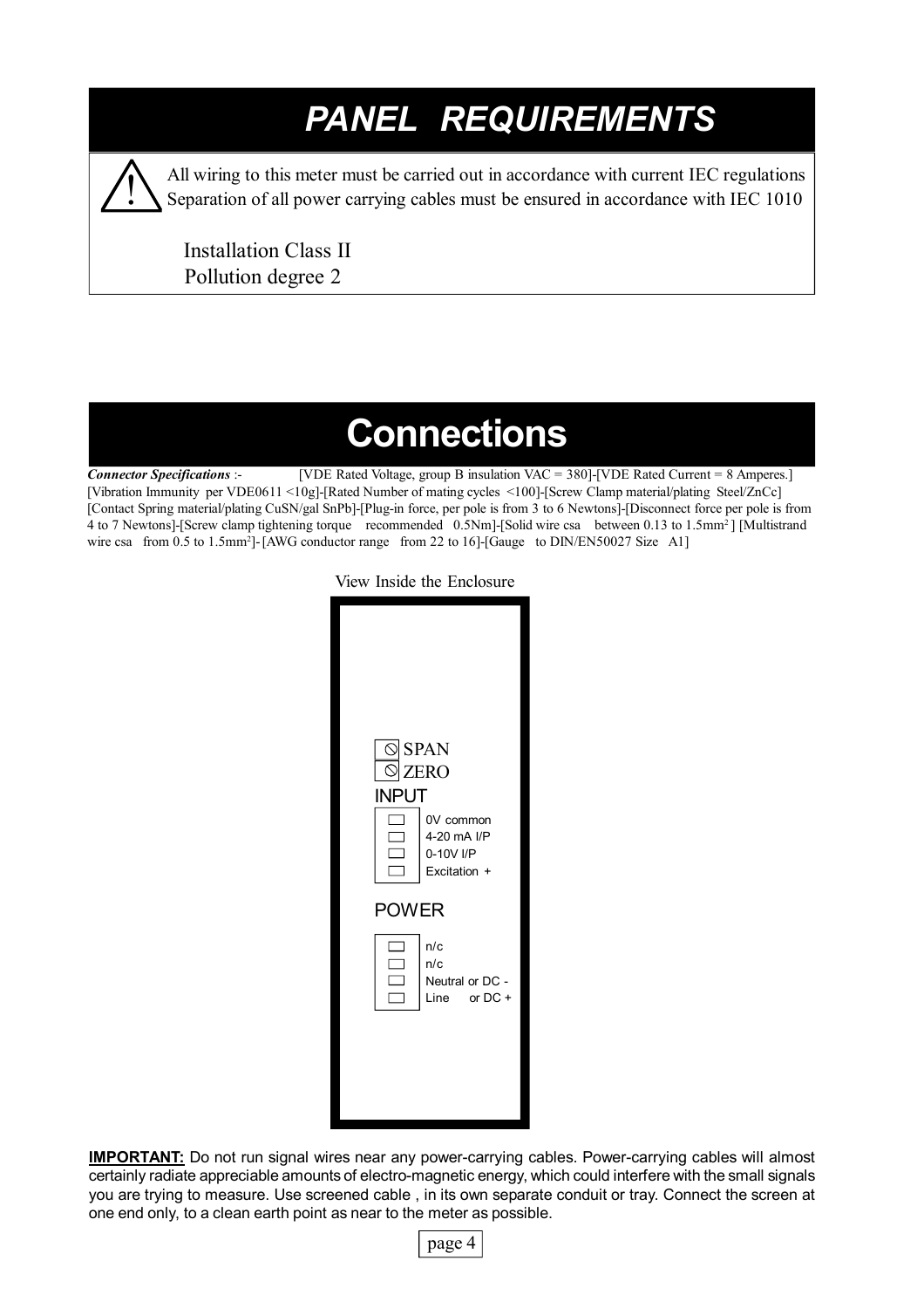# PANEL REQUIREMENTS

⚠ All wiring to this meter must be carried out in accordance with current IEC regulations
Separation of all power carrying cables must be ensured in accordance with IEC 1010

Installation Class II
Pollution degree 2

# Connections

***Connector Specifications*** :- [VDE Rated Voltage, group B insulation VAC = 380]-[VDE Rated Current = 8 Amperes.] [Vibration Immunity per VDE0611 <10g]-[Rated Number of mating cycles <100]-[Screw Clamp material/plating Steel/ZnCc] [Contact Spring material/plating CuSN/gal SnPb]-[Plug-in force, per pole is from 3 to 6 Newtons]-[Disconnect force per pole is from 4 to 7 Newtons]-[Screw clamp tightening torque recommended 0.5Nm]-[Solid wire csa between 0.13 to 1.5mm$^2$ ] [Multistrand wire csa from 0.5 to 1.5mm$^2$]- [AWG conductor range from 22 to 16]-[Gauge to DIN/EN50027 Size A1]

View Inside the Enclosure

SPAN
ZERO

INPUT
- 0V common
- 4-20 mA I/P
- 0-10V I/P
- Excitation +

POWER
- n/c
- n/c
- Neutral or DC -
- Line or DC +

**IMPORTANT:** Do not run signal wires near any power-carrying cables. Power-carrying cables will almost certainly radiate appreciable amounts of electro-magnetic energy, which could interfere with the small signals you are trying to measure. Use screened cable , in its own separate conduit or tray. Connect the screen at one end only, to a clean earth point as near to the meter as possible.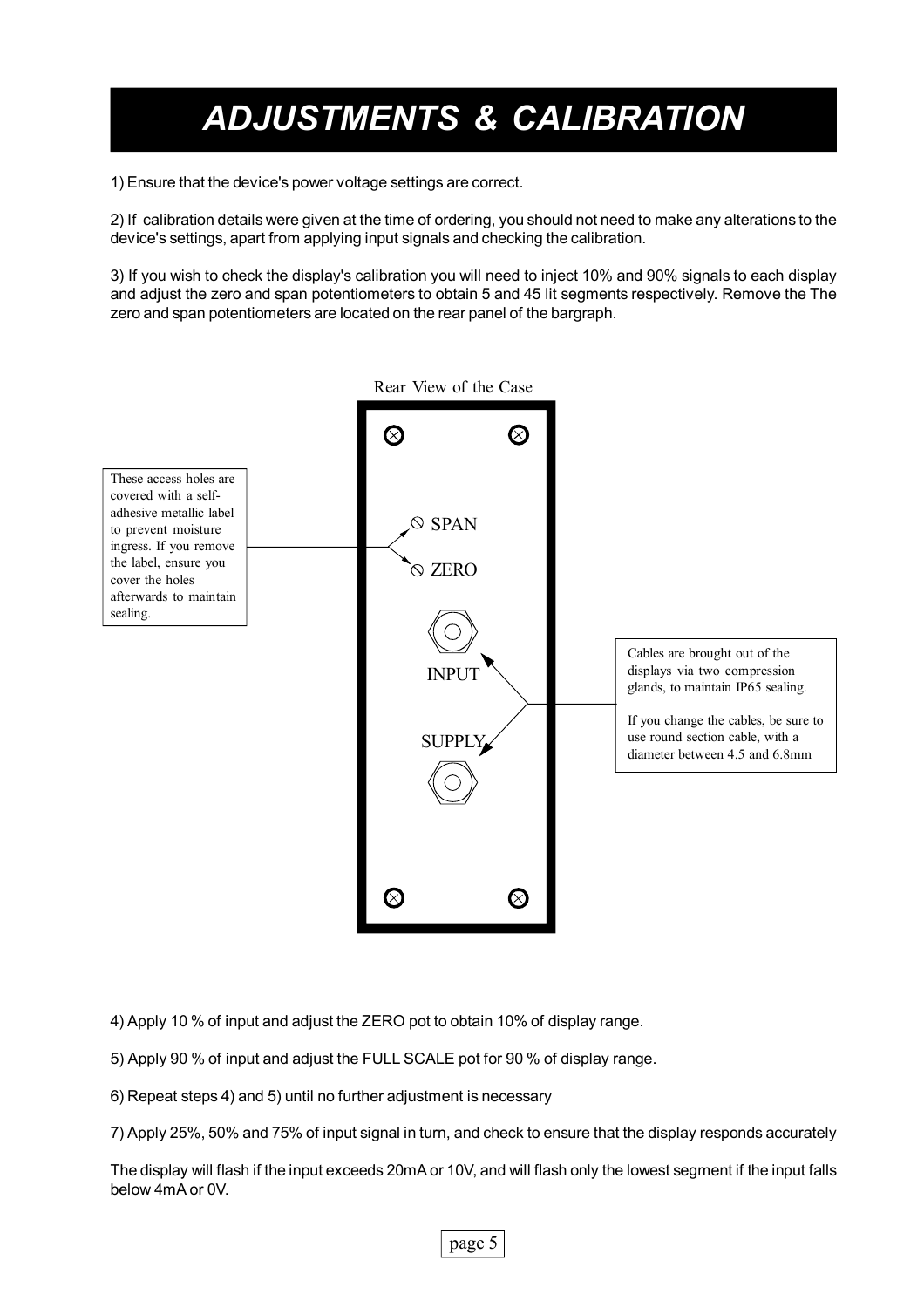# ADJUSTMENTS & CALIBRATION

1) Ensure that the device's power voltage settings are correct.

2) If calibration details were given at the time of ordering, you should not need to make any alterations to the device's settings, apart from applying input signals and checking the calibration.

3) If you wish to check the display's calibration you will need to inject 10% and 90% signals to each display and adjust the zero and span potentiometers to obtain 5 and 45 lit segments respectively. Remove the The zero and span potentiometers are located on the rear panel of the bargraph.

Rear View of the Case

These access holes are covered with a self-adhesive metallic label to prevent moisture ingress. If you remove the label, ensure you cover the holes afterwards to maintain sealing.

SPAN

ZERO

INPUT

SUPPLY

Cables are brought out of the displays via two compression glands, to maintain IP65 sealing.

If you change the cables, be sure to use round section cable, with a diameter between 4.5 and 6.8mm

4) Apply 10 % of input and adjust the ZERO pot to obtain 10% of display range.

5) Apply 90 % of input and adjust the FULL SCALE pot for 90 % of display range.

6) Repeat steps 4) and 5) until no further adjustment is necessary

7) Apply 25%, 50% and 75% of input signal in turn, and check to ensure that the display responds accurately

The display will flash if the input exceeds 20mA or 10V, and will flash only the lowest segment if the input falls below 4mA or 0V.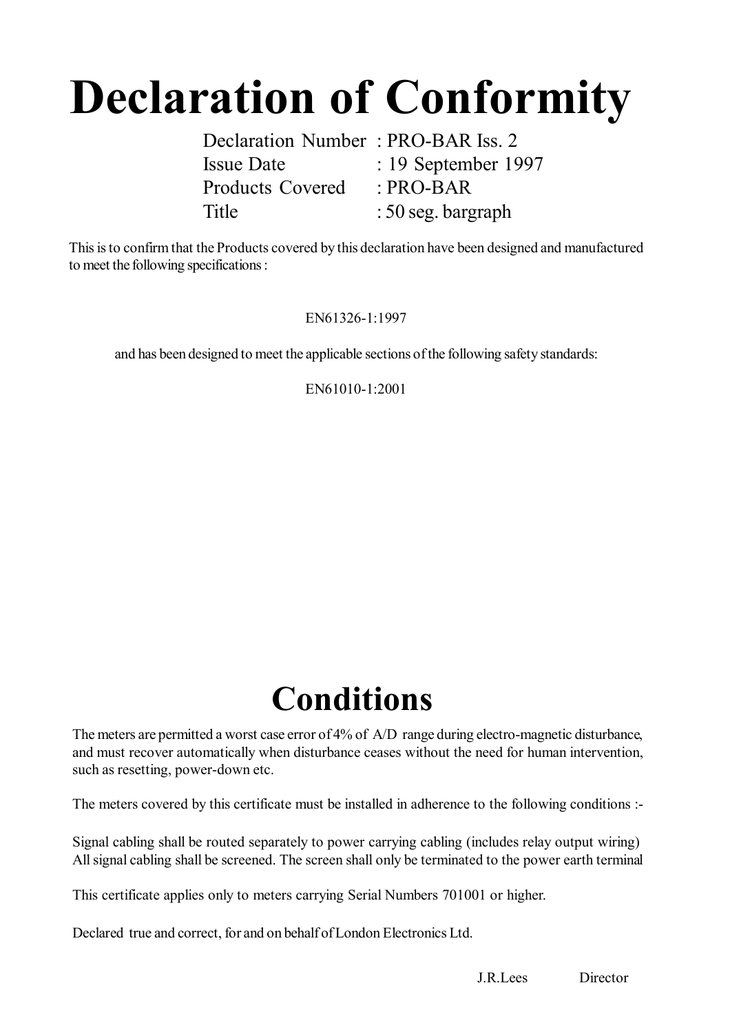# Declaration of Conformity

Declaration Number : PRO-BAR Iss. 2
Issue Date : 19 September 1997
Products Covered : PRO-BAR
Title : 50 seg. bargraph

This is to confirm that the Products covered by this declaration have been designed and manufactured to meet the following specifications :

EN61326-1:1997

and has been designed to meet the applicable sections of the following safety standards:

EN61010-1:2001

# Conditions

The meters are permitted a worst case error of 4% of A/D range during electro-magnetic disturbance, and must recover automatically when disturbance ceases without the need for human intervention, such as resetting, power-down etc.

The meters covered by this certificate must be installed in adherence to the following conditions :-

Signal cabling shall be routed separately to power carrying cabling (includes relay output wiring)
All signal cabling shall be screened. The screen shall only be terminated to the power earth terminal

This certificate applies only to meters carrying Serial Numbers 701001 or higher.

Declared true and correct, for and on behalf of London Electronics Ltd.

J.R.Lees Director